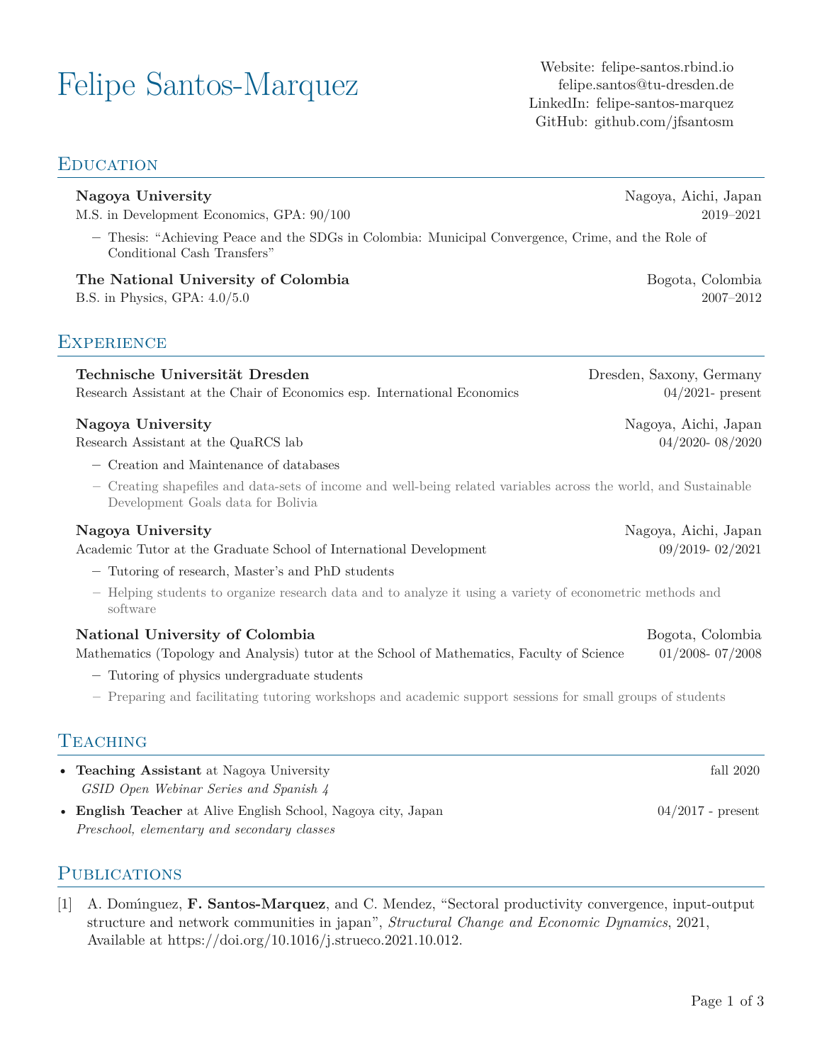# Felipe Santos-Marquez

Website: felipe-santos.rbind.io
felipe.santos@tu-dresden.de
LinkedIn: felipe-santos-marquez
GitHub: github.com/jfsantosm

## Education

**Nagoya University** — Nagoya, Aichi, Japan
M.S. in Development Economics, GPA: 90/100 — 2019–2021

- Thesis: "Achieving Peace and the SDGs in Colombia: Municipal Convergence, Crime, and the Role of Conditional Cash Transfers"

**The National University of Colombia** — Bogota, Colombia
B.S. in Physics, GPA: 4.0/5.0 — 2007–2012

## Experience

**Technische Universität Dresden** — Dresden, Saxony, Germany
Research Assistant at the Chair of Economics esp. International Economics — 04/2021- present

**Nagoya University** — Nagoya, Aichi, Japan
Research Assistant at the QuaRCS lab — 04/2020- 08/2020

- Creation and Maintenance of databases
- Creating shapefiles and data-sets of income and well-being related variables across the world, and Sustainable Development Goals data for Bolivia

**Nagoya University** — Nagoya, Aichi, Japan
Academic Tutor at the Graduate School of International Development — 09/2019- 02/2021

- Tutoring of research, Master's and PhD students
- Helping students to organize research data and to analyze it using a variety of econometric methods and software

**National University of Colombia** — Bogota, Colombia
Mathematics (Topology and Analysis) tutor at the School of Mathematics, Faculty of Science — 01/2008- 07/2008

- Tutoring of physics undergraduate students
- Preparing and facilitating tutoring workshops and academic support sessions for small groups of students

## Teaching

- **Teaching Assistant** at Nagoya University — fall 2020
  *GSID Open Webinar Series and Spanish 4*
- **English Teacher** at Alive English School, Nagoya city, Japan — 04/2017 - present
  *Preschool, elementary and secondary classes*

## Publications

[1] A. Domínguez, **F. Santos-Marquez**, and C. Mendez, "Sectoral productivity convergence, input-output structure and network communities in japan", *Structural Change and Economic Dynamics*, 2021, Available at https://doi.org/10.1016/j.strueco.2021.10.012.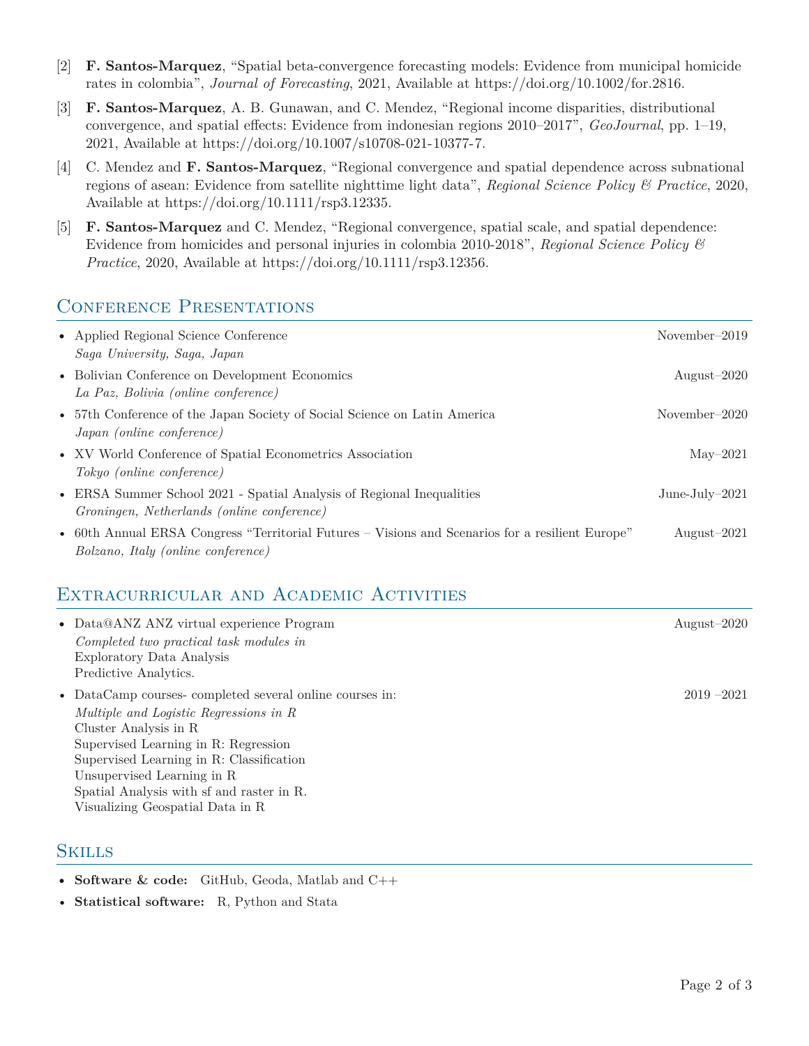[2] **F. Santos-Marquez**, "Spatial beta-convergence forecasting models: Evidence from municipal homicide rates in colombia", *Journal of Forecasting*, 2021, Available at https://doi.org/10.1002/for.2816.

[3] **F. Santos-Marquez**, A. B. Gunawan, and C. Mendez, "Regional income disparities, distributional convergence, and spatial effects: Evidence from indonesian regions 2010–2017", *GeoJournal*, pp. 1–19, 2021, Available at https://doi.org/10.1007/s10708-021-10377-7.

[4] C. Mendez and **F. Santos-Marquez**, "Regional convergence and spatial dependence across subnational regions of asean: Evidence from satellite nighttime light data", *Regional Science Policy & Practice*, 2020, Available at https://doi.org/10.1111/rsp3.12335.

[5] **F. Santos-Marquez** and C. Mendez, "Regional convergence, spatial scale, and spatial dependence: Evidence from homicides and personal injuries in colombia 2010-2018", *Regional Science Policy & Practice*, 2020, Available at https://doi.org/10.1111/rsp3.12356.

## Conference Presentations

- Applied Regional Science Conference — November–2019
  *Saga University, Saga, Japan*
- Bolivian Conference on Development Economics — August–2020
  *La Paz, Bolivia (online conference)*
- 57th Conference of the Japan Society of Social Science on Latin America — November–2020
  *Japan (online conference)*
- XV World Conference of Spatial Econometrics Association — May–2021
  *Tokyo (online conference)*
- ERSA Summer School 2021 - Spatial Analysis of Regional Inequalities — June-July–2021
  *Groningen, Netherlands (online conference)*
- 60th Annual ERSA Congress "Territorial Futures – Visions and Scenarios for a resilient Europe" — August–2021
  *Bolzano, Italy (online conference)*

## Extracurricular and Academic Activities

- Data@ANZ ANZ virtual experience Program — August–2020
  *Completed two practical task modules in*
  Exploratory Data Analysis
  Predictive Analytics.
- DataCamp courses- completed several online courses in: — 2019 –2021
  *Multiple and Logistic Regressions in R*
  Cluster Analysis in R
  Supervised Learning in R: Regression
  Supervised Learning in R: Classification
  Unsupervised Learning in R
  Spatial Analysis with sf and raster in R.
  Visualizing Geospatial Data in R

## Skills

- **Software & code:** GitHub, Geoda, Matlab and C++
- **Statistical software:** R, Python and Stata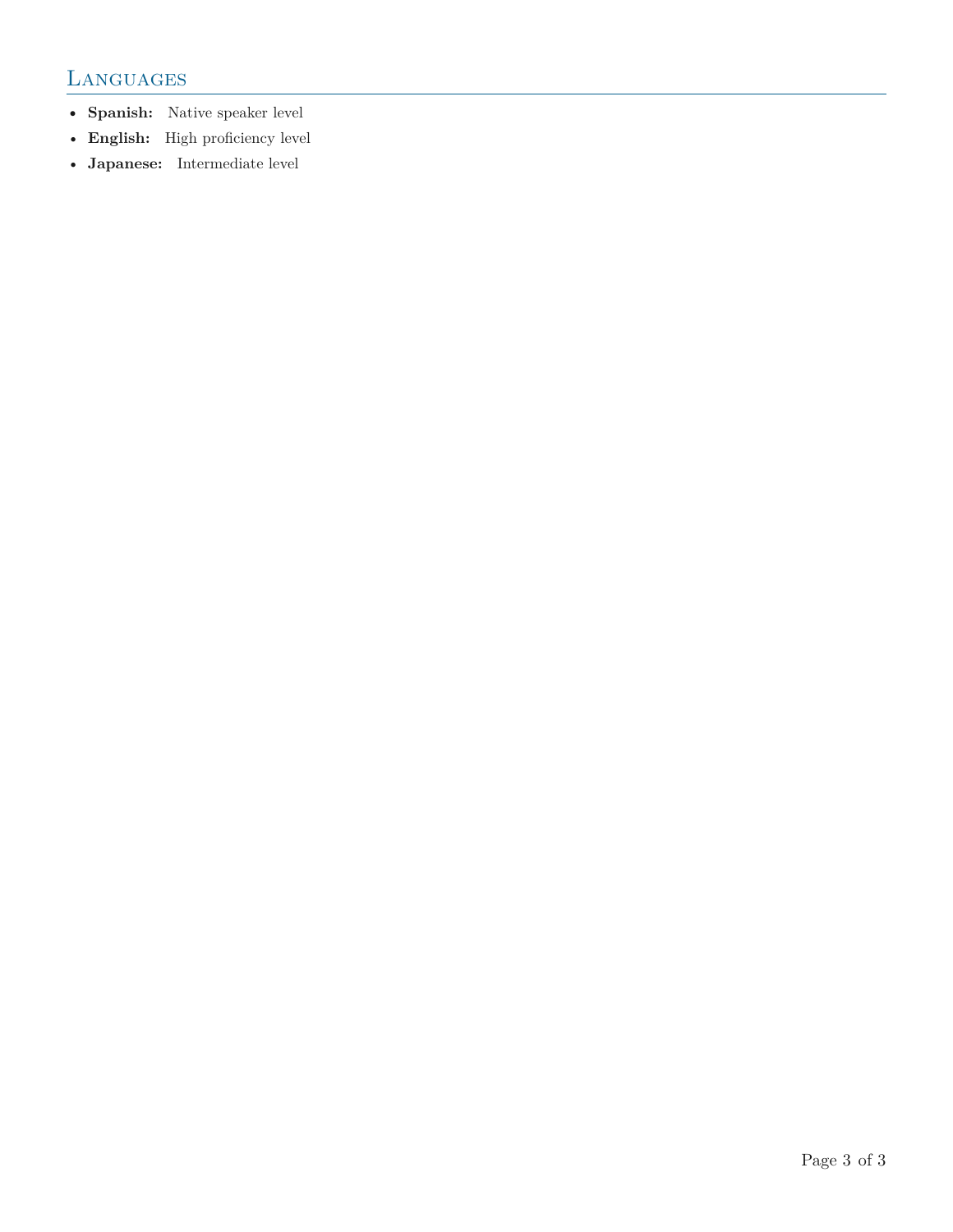## Languages

- **Spanish:** Native speaker level
- **English:** High proficiency level
- **Japanese:** Intermediate level